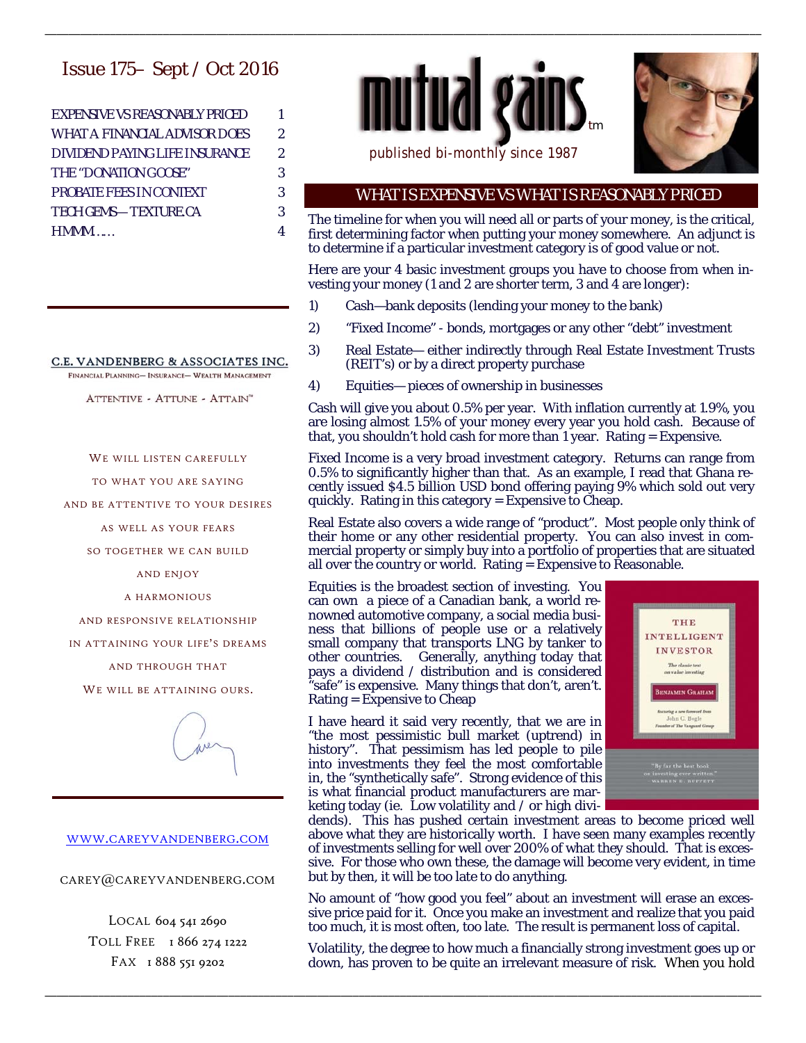# Issue 175– Sept / Oct 2016

| | |
|---|---|
| EXPENSIVE VS REASONABLY PRICED | 1 |
| WHAT A FINANCIAL ADVISOR DOES | 2 |
| DIVIDEND PAYING LIFE INSURANCE | 2 |
| THE "DONATION GOOSE" | 3 |
| PROBATE FEES IN CONTEXT | 3 |
| TECH GEMS— TEXTURE.CA | 3 |
| HMMM….. | 4 |

C.E. VANDENBERG & ASSOCIATES INC.

FINANCIAL PLANNING— INSURANCE— WEALTH MANAGEMENT

ATTENTIVE - ATTUNE - ATTAIN™

WE WILL LISTEN CAREFULLY
TO WHAT YOU ARE SAYING
AND BE ATTENTIVE TO YOUR DESIRES
AS WELL AS YOUR FEARS
SO TOGETHER WE CAN BUILD
AND ENJOY
A HARMONIOUS
AND RESPONSIVE RELATIONSHIP
IN ATTAINING YOUR LIFE'S DREAMS
AND THROUGH THAT
WE WILL BE ATTAINING OURS.

WWW.CAREYVANDENBERG.COM

CAREY@CAREYVANDENBERG.COM

LOCAL 604 541 2690
TOLL FREE 1 866 274 1222
FAX 1 888 551 9202

# mutual gains™

published bi-monthly since 1987

## WHAT IS EXPENSIVE VS WHAT IS REASONABLY PRICED

The timeline for when you will need all or parts of your money, is the critical, first determining factor when putting your money somewhere. An adjunct is to determine if a particular investment category is of good value or not.

Here are your 4 basic investment groups you have to choose from when investing your money (1 and 2 are shorter term, 3 and 4 are longer):

1) Cash—bank deposits (lending your money to the bank)
2) "Fixed Income" - bonds, mortgages or any other "debt" investment
3) Real Estate— either indirectly through Real Estate Investment Trusts (REIT's) or by a direct property purchase
4) Equities— pieces of ownership in businesses

Cash will give you about 0.5% per year. With inflation currently at 1.9%, you are losing almost 1.5% of your money every year you hold cash. Because of that, you shouldn't hold cash for more than 1 year. Rating = Expensive.

Fixed Income is a very broad investment category. Returns can range from 0.5% to significantly higher than that. As an example, I read that Ghana recently issued $4.5 billion USD bond offering paying 9% which sold out very quickly. Rating in this category = Expensive to Cheap.

Real Estate also covers a wide range of "product". Most people only think of their home or any other residential property. You can also invest in commercial property or simply buy into a portfolio of properties that are situated all over the country or world. Rating = Expensive to Reasonable.

Equities is the broadest section of investing. You can own a piece of a Canadian bank, a world renowned automotive company, a social media business that billions of people use or a relatively small company that transports LNG by tanker to other countries. Generally, anything today that pays a dividend / distribution and is considered "safe" is expensive. Many things that don't, aren't. Rating = Expensive to Cheap

I have heard it said very recently, that we are in "the most pessimistic bull market (uptrend) in history". That pessimism has led people to pile into investments they feel the most comfortable in, the "synthetically safe". Strong evidence of this is what financial product manufacturers are marketing today (ie. Low volatility and / or high dividends). This has pushed certain investment areas to become priced well above what they are historically worth. I have seen many examples recently of investments selling for well over 200% of what they should. That is excessive. For those who own these, the damage will become very evident, in time but by then, it will be too late to do anything.

No amount of "how good you feel" about an investment will erase an excessive price paid for it. Once you make an investment and realize that you paid too much, it is most often, too late. The result is permanent loss of capital.

Volatility, the degree to how much a financially strong investment goes up or down, has proven to be quite an irrelevant measure of risk. When you hold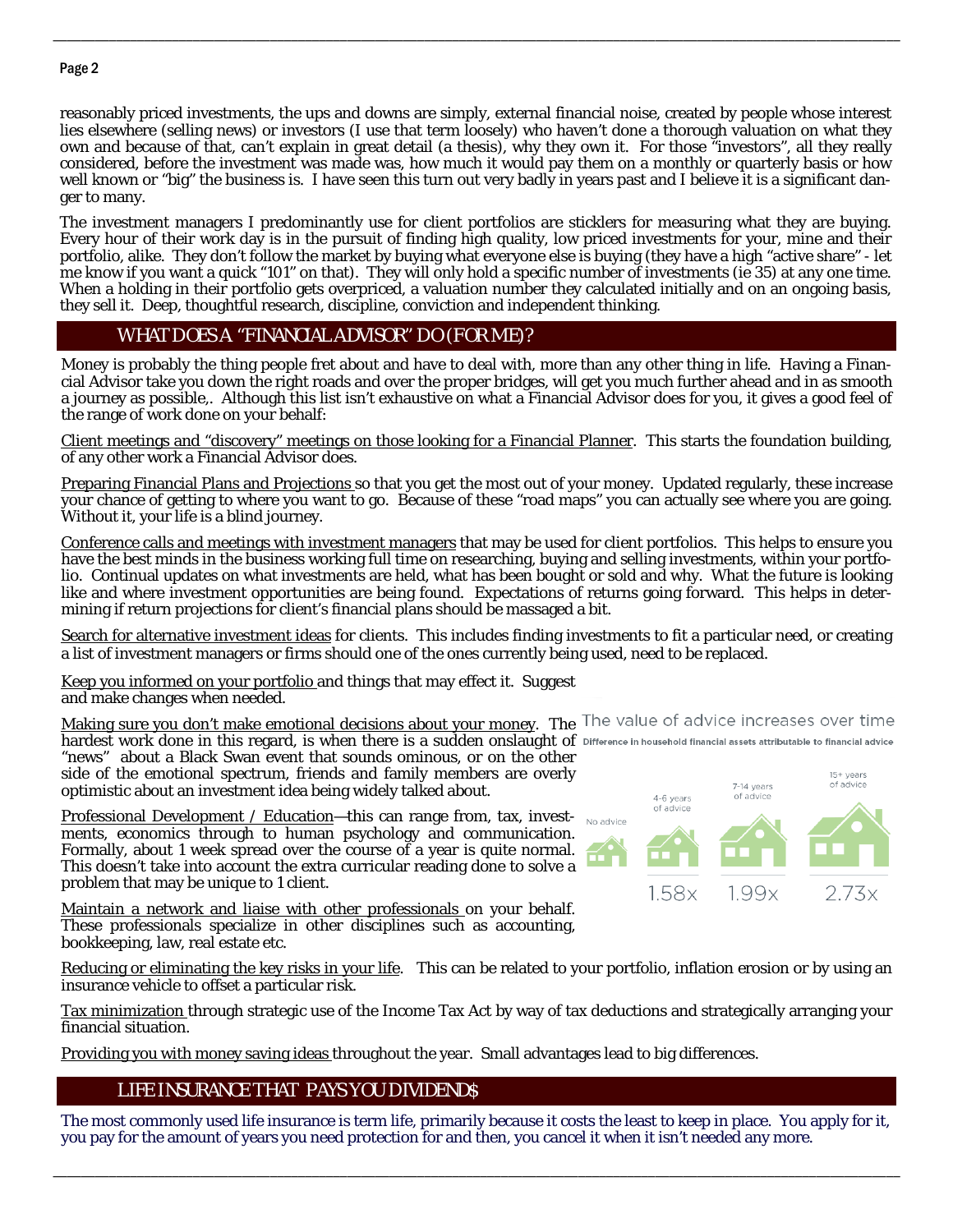reasonably priced investments, the ups and downs are simply, external financial noise, created by people whose interest lies elsewhere (selling news) or investors (I use that term loosely) who haven't done a thorough valuation on what they own and because of that, can't explain in great detail (a thesis), why they own it. For those "investors", all they really considered, before the investment was made was, how much it would pay them on a monthly or quarterly basis or how well known or "big" the business is. I have seen this turn out very badly in years past and I believe it is a significant danger to many.

The investment managers I predominantly use for client portfolios are sticklers for measuring what they are buying. Every hour of their work day is in the pursuit of finding high quality, low priced investments for your, mine and their portfolio, alike. They don't follow the market by buying what everyone else is buying (they have a high "active share" - let me know if you want a quick "101" on that). They will only hold a specific number of investments (ie 35) at any one time. When a holding in their portfolio gets overpriced, a valuation number they calculated initially and on an ongoing basis, they sell it. Deep, thoughtful research, discipline, conviction and independent thinking.

## WHAT DOES A "FINANCIAL ADVISOR" DO (FOR ME)?

Money is probably the thing people fret about and have to deal with, more than any other thing in life. Having a Financial Advisor take you down the right roads and over the proper bridges, will get you much further ahead and in as smooth a journey as possible,. Although this list isn't exhaustive on what a Financial Advisor does for you, it gives a good feel of the range of work done on your behalf:

Client meetings and "discovery" meetings on those looking for a Financial Planner. This starts the foundation building, of any other work a Financial Advisor does.

Preparing Financial Plans and Projections so that you get the most out of your money. Updated regularly, these increase your chance of getting to where you want to go. Because of these "road maps" you can actually see where you are going. Without it, your life is a blind journey.

Conference calls and meetings with investment managers that may be used for client portfolios. This helps to ensure you have the best minds in the business working full time on researching, buying and selling investments, within your portfolio. Continual updates on what investments are held, what has been bought or sold and why. What the future is looking like and where investment opportunities are being found. Expectations of returns going forward. This helps in determining if return projections for client's financial plans should be massaged a bit.

Search for alternative investment ideas for clients. This includes finding investments to fit a particular need, or creating a list of investment managers or firms should one of the ones currently being used, need to be replaced.

Keep you informed on your portfolio and things that may effect it. Suggest and make changes when needed.

Making sure you don't make emotional decisions about your money. The hardest work done in this regard, is when there is a sudden onslaught of "news" about a Black Swan event that sounds ominous, or on the other side of the emotional spectrum, friends and family members are overly optimistic about an investment idea being widely talked about.

The value of advice increases over time

Difference in household financial assets attributable to financial advice

No advice

4-6 years of advice

7-14 years of advice

15+ years of advice

1.58x

1.99x

2.73x

Professional Development / Education—this can range from, tax, investments, economics through to human psychology and communication. Formally, about 1 week spread over the course of a year is quite normal. This doesn't take into account the extra curricular reading done to solve a problem that may be unique to 1 client.

Maintain a network and liaise with other professionals on your behalf. These professionals specialize in other disciplines such as accounting, bookkeeping, law, real estate etc.

Reducing or eliminating the key risks in your life. This can be related to your portfolio, inflation erosion or by using an insurance vehicle to offset a particular risk.

Tax minimization through strategic use of the Income Tax Act by way of tax deductions and strategically arranging your financial situation.

Providing you with money saving ideas throughout the year. Small advantages lead to big differences.

## LIFE INSURANCE THAT PAYS YOU DIVIDEND$

The most commonly used life insurance is term life, primarily because it costs the least to keep in place. You apply for it, you pay for the amount of years you need protection for and then, you cancel it when it isn't needed any more.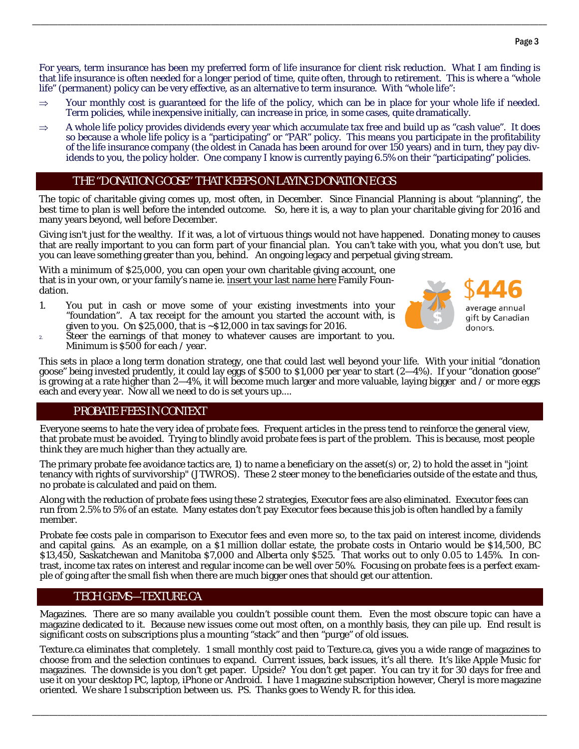For years, term insurance has been my preferred form of life insurance for client risk reduction. What I am finding is that life insurance is often needed for a longer period of time, quite often, through to retirement. This is where a "whole life" (permanent) policy can be very effective, as an alternative to term insurance. With "whole life":

⇒ Your monthly cost is guaranteed for the life of the policy, which can be in place for your whole life if needed. Term policies, while inexpensive initially, can increase in price, in some cases, quite dramatically.

⇒ A whole life policy provides dividends every year which accumulate tax free and build up as "cash value". It does so because a whole life policy is a "participating" or "PAR" policy. This means you participate in the profitability of the life insurance company (the oldest in Canada has been around for over 150 years) and in turn, they pay dividends to you, the policy holder. One company I know is currently paying 6.5% on their "participating" policies.

## THE "DONATION GOOSE" THAT KEEPS ON LAYING DONATION EGGS

The topic of charitable giving comes up, most often, in December. Since Financial Planning is about "planning", the best time to plan is well before the intended outcome. So, here it is, a way to plan your charitable giving for 2016 and many years beyond, well before December.

Giving isn't just for the wealthy. If it was, a lot of virtuous things would not have happened. Donating money to causes that are really important to you can form part of your financial plan. You can't take with you, what you don't use, but you can leave something greater than you, behind. An ongoing legacy and perpetual giving stream.

With a minimum of $25,000, you can open your own charitable giving account, one that is in your own, or your family's name ie. insert your last name here Family Foundation.

1. You put in cash or move some of your existing investments into your "foundation". A tax receipt for the amount you started the account with, is given to you. On $25,000, that is ~$12,000 in tax savings for 2016.
2. Steer the earnings of that money to whatever causes are important to you. Minimum is $500 for each / year.

$446 average annual gift by Canadian donors.

This sets in place a long term donation strategy, one that could last well beyond your life. With your initial "donation goose" being invested prudently, it could lay eggs of $500 to $1,000 per year to start (2—4%). If your "donation goose" is growing at a rate higher than 2—4%, it will become much larger and more valuable, laying bigger and / or more eggs each and every year. Now all we need to do is set yours up....

## PROBATE FEES IN CONTEXT

Everyone seems to hate the very idea of probate fees. Frequent articles in the press tend to reinforce the general view, that probate must be avoided. Trying to blindly avoid probate fees is part of the problem. This is because, most people think they are much higher than they actually are.

The primary probate fee avoidance tactics are, 1) to name a beneficiary on the asset(s) or, 2) to hold the asset in "joint tenancy with rights of survivorship" (JTWROS). These 2 steer money to the beneficiaries outside of the estate and thus, no probate is calculated and paid on them.

Along with the reduction of probate fees using these 2 strategies, Executor fees are also eliminated. Executor fees can run from 2.5% to 5% of an estate. Many estates don't pay Executor fees because this job is often handled by a family member.

Probate fee costs pale in comparison to Executor fees and even more so, to the tax paid on interest income, dividends and capital gains. As an example, on a $1 million dollar estate, the probate costs in Ontario would be $14,500, BC $13,450, Saskatchewan and Manitoba $7,000 and Alberta only $525. That works out to only 0.05 to 1.45%. In contrast, income tax rates on interest and regular income can be well over 50%. Focusing on probate fees is a perfect example of going after the small fish when there are much bigger ones that should get our attention.

## TECH GEMS—TEXTURE.CA

Magazines. There are so many available you couldn't possible count them. Even the most obscure topic can have a magazine dedicated to it. Because new issues come out most often, on a monthly basis, they can pile up. End result is significant costs on subscriptions plus a mounting "stack" and then "purge" of old issues.

Texture.ca eliminates that completely. 1 small monthly cost paid to Texture.ca, gives you a wide range of magazines to choose from and the selection continues to expand. Current issues, back issues, it's all there. It's like Apple Music for magazines. The downside is you don't get paper. Upside? You don't get paper. You can try it for 30 days for free and use it on your desktop PC, laptop, iPhone or Android. I have 1 magazine subscription however, Cheryl is more magazine oriented. We share 1 subscription between us. PS. Thanks goes to Wendy R. for this idea.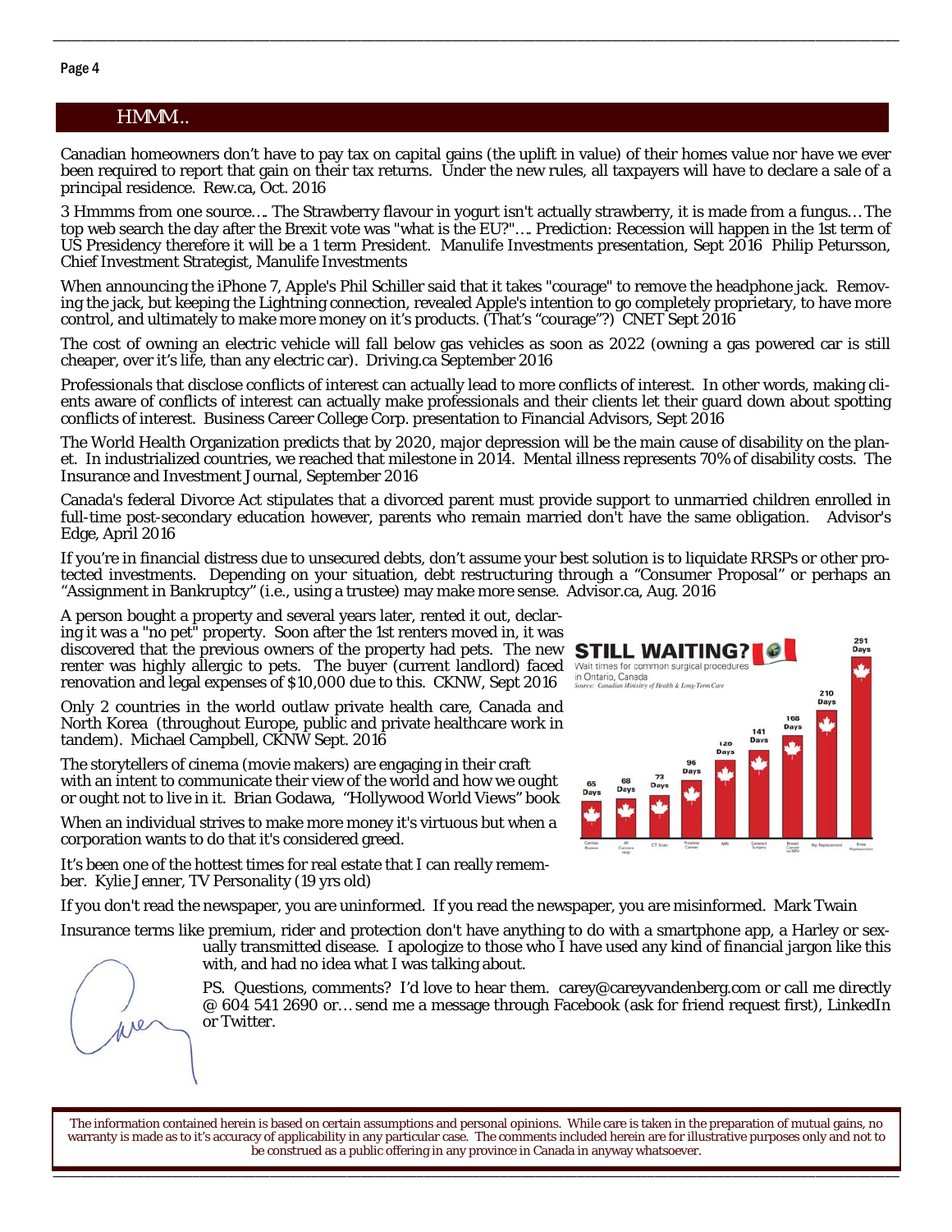## HMMM..

Canadian homeowners don't have to pay tax on capital gains (the uplift in value) of their homes value nor have we ever been required to report that gain on their tax returns. Under the new rules, all taxpayers will have to declare a sale of a principal residence. Rew.ca, Oct. 2016

3 Hmmms from one source…. The Strawberry flavour in yogurt isn't actually strawberry, it is made from a fungus… The top web search the day after the Brexit vote was "what is the EU?"…. Prediction: Recession will happen in the 1st term of US Presidency therefore it will be a 1 term President. Manulife Investments presentation, Sept 2016 Philip Petursson, Chief Investment Strategist, Manulife Investments

When announcing the iPhone 7, Apple's Phil Schiller said that it takes "courage" to remove the headphone jack. Removing the jack, but keeping the Lightning connection, revealed Apple's intention to go completely proprietary, to have more control, and ultimately to make more money on it's products. (That's "courage"?) CNET Sept 2016

The cost of owning an electric vehicle will fall below gas vehicles as soon as 2022 (owning a gas powered car is still cheaper, over it's life, than any electric car). Driving.ca September 2016

Professionals that disclose conflicts of interest can actually lead to more conflicts of interest. In other words, making clients aware of conflicts of interest can actually make professionals and their clients let their guard down about spotting conflicts of interest. Business Career College Corp. presentation to Financial Advisors, Sept 2016

The World Health Organization predicts that by 2020, major depression will be the main cause of disability on the planet. In industrialized countries, we reached that milestone in 2014. Mental illness represents 70% of disability costs. The Insurance and Investment Journal, September 2016

Canada's federal Divorce Act stipulates that a divorced parent must provide support to unmarried children enrolled in full-time post-secondary education however, parents who remain married don't have the same obligation. Advisor's Edge, April 2016

If you're in financial distress due to unsecured debts, don't assume your best solution is to liquidate RRSPs or other protected investments. Depending on your situation, debt restructuring through a "Consumer Proposal" or perhaps an "Assignment in Bankruptcy" (i.e., using a trustee) may make more sense. Advisor.ca, Aug. 2016

A person bought a property and several years later, rented it out, declaring it was a "no pet" property. Soon after the 1st renters moved in, it was discovered that the previous owners of the property had pets. The new renter was highly allergic to pets. The buyer (current landlord) faced renovation and legal expenses of $10,000 due to this. CKNW, Sept 2016

Only 2 countries in the world outlaw private health care, Canada and North Korea (throughout Europe, public and private healthcare work in tandem). Michael Campbell, CKNW Sept. 2016

The storytellers of cinema (movie makers) are engaging in their craft with an intent to communicate their view of the world and how we ought or ought not to live in it. Brian Godawa, "Hollywood World Views" book

When an individual strives to make more money it's virtuous but when a corporation wants to do that it's considered greed.

It's been one of the hottest times for real estate that I can really remember. Kylie Jenner, TV Personality (19 yrs old)

**STILL WAITING?**
Wait times for common surgical procedures in Ontario, Canada
Source: Canadian Ministry of Health & Long-Term Care

65 Days
68 Days
73 Days
96 Days
120 Days
141 Days
168 Days
210 Days
291 Days

Cardiac Bypass
All Cancers (avg)
CT Scan
Prostate Cancer
MRI
Cataract Surgery
Breast Cancer (w/MRI)
Hip Replacement
Knee Replacement

If you don't read the newspaper, you are uninformed. If you read the newspaper, you are misinformed. Mark Twain

Insurance terms like premium, rider and protection don't have anything to do with a smartphone app, a Harley or sexually transmitted disease. I apologize to those who I have used any kind of financial jargon like this with, and had no idea what I was talking about.

PS. Questions, comments? I'd love to hear them. carey@careyvandenberg.com or call me directly @ 604 541 2690 or… send me a message through Facebook (ask for friend request first), LinkedIn or Twitter.

Carey

The information contained herein is based on certain assumptions and personal opinions. While care is taken in the preparation of mutual gains, no warranty is made as to it's accuracy of applicability in any particular case. The comments included herein are for illustrative purposes only and not to be construed as a public offering in any province in Canada in anyway whatsoever.